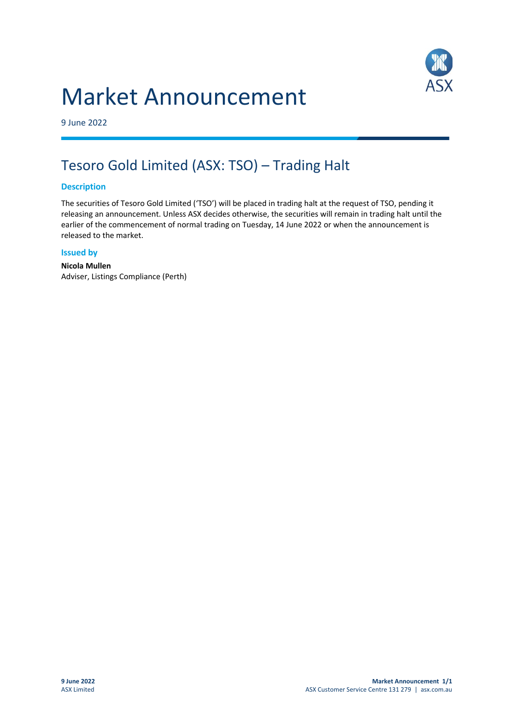# Market Announcement

9 June 2022

## Tesoro Gold Limited (ASX: TSO) – Trading Halt

### Description

The securities of Tesoro Gold Limited ('TSO') will be placed in trading halt at the request of TSO, pending it releasing an announcement. Unless ASX decides otherwise, the securities will remain in trading halt until the earlier of the commencement of normal trading on Tuesday, 14 June 2022 or when the announcement is released to the market.

### Issued by

**Nicola Mullen**
Adviser, Listings Compliance (Perth)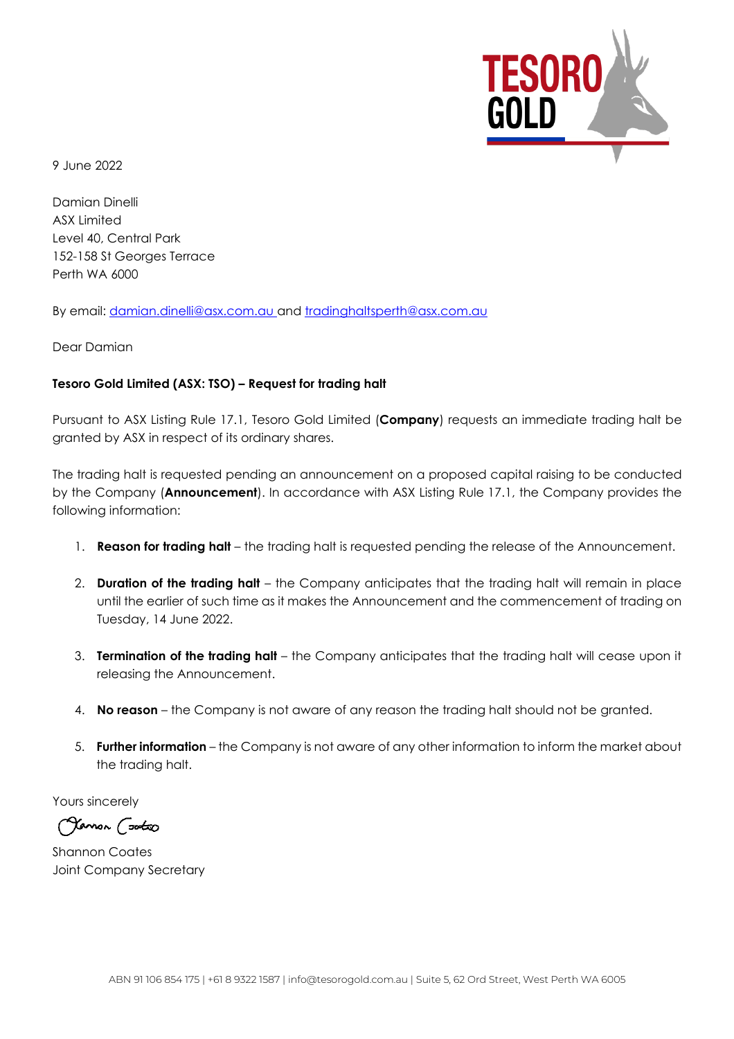9 June 2022

Damian Dinelli
ASX Limited
Level 40, Central Park
152-158 St Georges Terrace
Perth WA 6000

By email: damian.dinelli@asx.com.au and tradinghaltsperth@asx.com.au

Dear Damian

**Tesoro Gold Limited (ASX: TSO) – Request for trading halt**

Pursuant to ASX Listing Rule 17.1, Tesoro Gold Limited (**Company**) requests an immediate trading halt be granted by ASX in respect of its ordinary shares.

The trading halt is requested pending an announcement on a proposed capital raising to be conducted by the Company (**Announcement**). In accordance with ASX Listing Rule 17.1, the Company provides the following information:

1. **Reason for trading halt** – the trading halt is requested pending the release of the Announcement.
2. **Duration of the trading halt** – the Company anticipates that the trading halt will remain in place until the earlier of such time as it makes the Announcement and the commencement of trading on Tuesday, 14 June 2022.
3. **Termination of the trading halt** – the Company anticipates that the trading halt will cease upon it releasing the Announcement.
4. **No reason** – the Company is not aware of any reason the trading halt should not be granted.
5. **Further information** – the Company is not aware of any other information to inform the market about the trading halt.

Yours sincerely

Shannon Coates
Joint Company Secretary

ABN 91 106 854 175 | +61 8 9322 1587 | info@tesorogold.com.au | Suite 5, 62 Ord Street, West Perth WA 6005